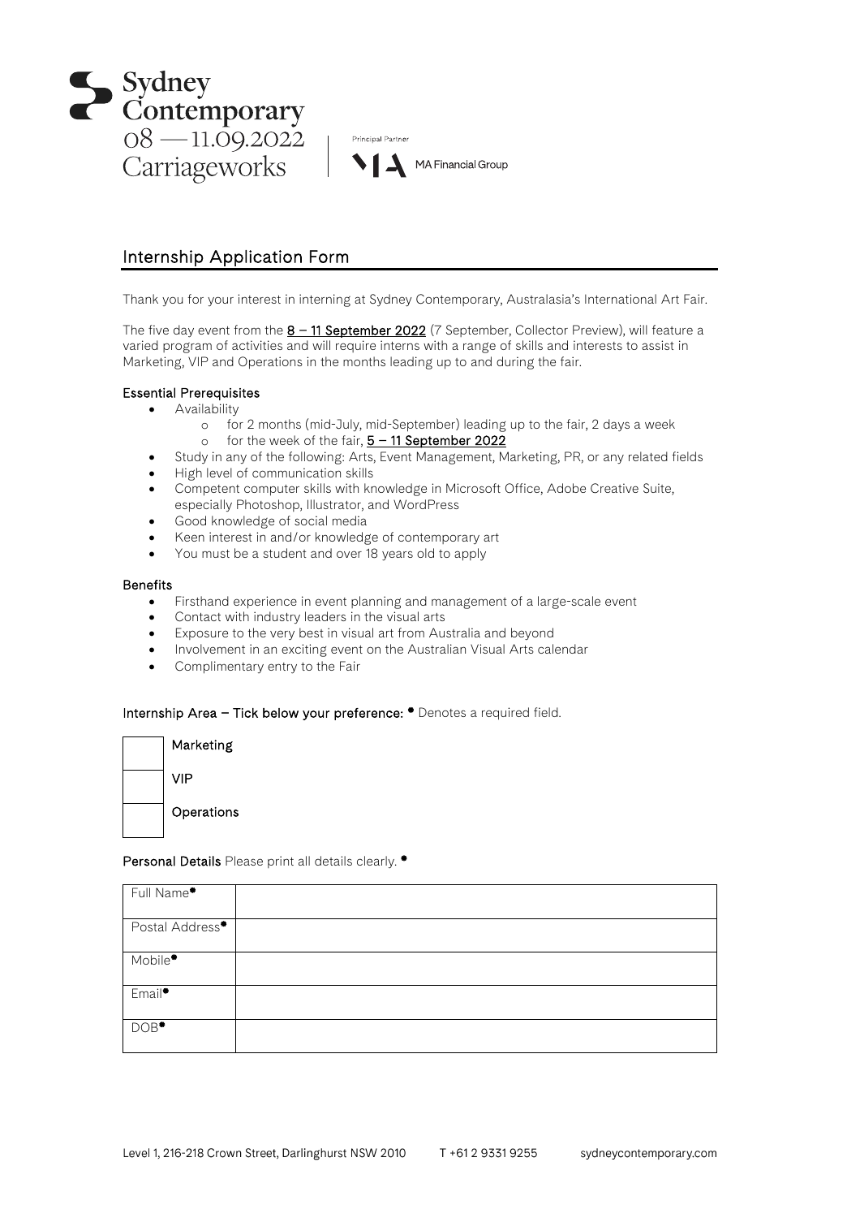Sydney Contemporary
08 — 11.09.2022
Carriageworks

Principal Partner
MA Financial Group

## Internship Application Form

Thank you for your interest in interning at Sydney Contemporary, Australasia's International Art Fair.

The five day event from the **8 – 11 September 2022** (7 September, Collector Preview), will feature a varied program of activities and will require interns with a range of skills and interests to assist in Marketing, VIP and Operations in the months leading up to and during the fair.

### Essential Prerequisites

- Availability
  - for 2 months (mid-July, mid-September) leading up to the fair, 2 days a week
  - for the week of the fair, **5 – 11 September 2022**
- Study in any of the following: Arts, Event Management, Marketing, PR, or any related fields
- High level of communication skills
- Competent computer skills with knowledge in Microsoft Office, Adobe Creative Suite, especially Photoshop, Illustrator, and WordPress
- Good knowledge of social media
- Keen interest in and/or knowledge of contemporary art
- You must be a student and over 18 years old to apply

### Benefits

- Firsthand experience in event planning and management of a large-scale event
- Contact with industry leaders in the visual arts
- Exposure to the very best in visual art from Australia and beyond
- Involvement in an exciting event on the Australian Visual Arts calendar
- Complimentary entry to the Fair

**Internship Area – Tick below your preference:** * Denotes a required field.

| | |
|---|---|
| | Marketing |
| | VIP |
| | Operations |

**Personal Details** Please print all details clearly. *

| | |
|---|---|
| Full Name* | |
| Postal Address* | |
| Mobile* | |
| Email* | |
| DOB* | |

Level 1, 216-218 Crown Street, Darlinghurst NSW 2010 T +61 2 9331 9255 sydneycontemporary.com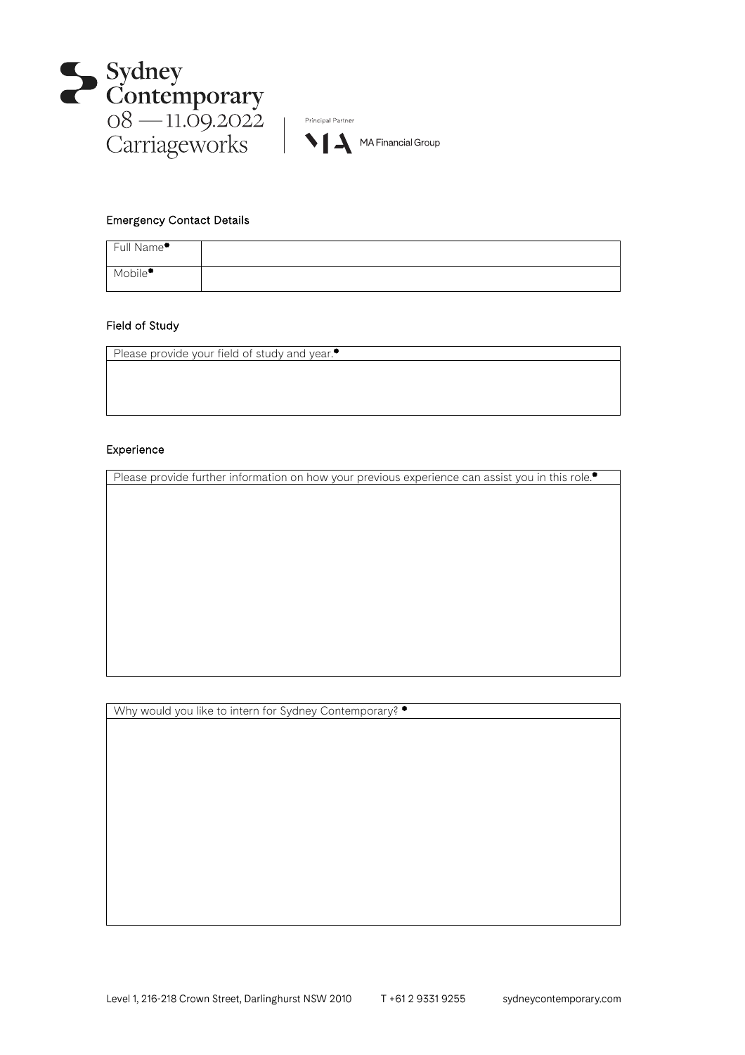Sydney Contemporary
08 — 11.09.2022
Carriageworks

Principal Partner
MA Financial Group

### Emergency Contact Details

| | |
|---|---|
| Full Name* | |
| Mobile* | |

### Field of Study

| Please provide your field of study and year.* |
|---|
| |

### Experience

| Please provide further information on how your previous experience can assist you in this role.* |
|---|
| |

| Why would you like to intern for Sydney Contemporary? * |
|---|
| |

Level 1, 216-218 Crown Street, Darlinghurst NSW 2010    T +61 2 9331 9255    sydneycontemporary.com